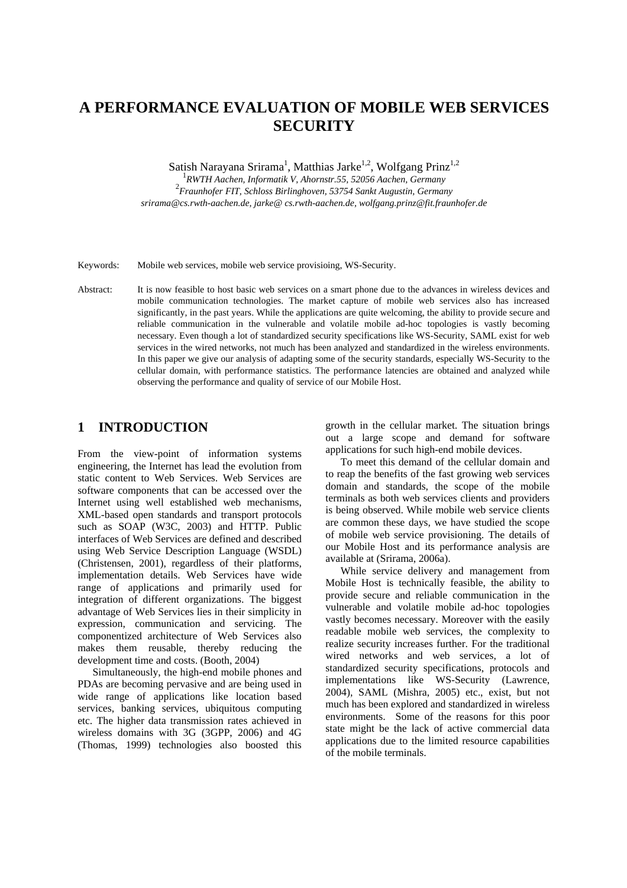# A PERFORMANCE EVALUATION OF MOBILE WEB SERVICES SECURITY

Satish Narayana Srirama[1], Matthias Jarke[1,2], Wolfgang Prinz[1,2]

[1] *RWTH Aachen, Informatik V, Ahornstr.55, 52056 Aachen, Germany*

[2] *Fraunhofer FIT, Schloss Birlinghoven, 53754 Sankt Augustin, Germany*

*srirama@cs.rwth-aachen.de, jarke@ cs.rwth-aachen.de, wolfgang.prinz@fit.fraunhofer.de*

Keywords: Mobile web services, mobile web service provisioing, WS-Security.

Abstract: It is now feasible to host basic web services on a smart phone due to the advances in wireless devices and mobile communication technologies. The market capture of mobile web services also has increased significantly, in the past years. While the applications are quite welcoming, the ability to provide secure and reliable communication in the vulnerable and volatile mobile ad-hoc topologies is vastly becoming necessary. Even though a lot of standardized security specifications like WS-Security, SAML exist for web services in the wired networks, not much has been analyzed and standardized in the wireless environments. In this paper we give our analysis of adapting some of the security standards, especially WS-Security to the cellular domain, with performance statistics. The performance latencies are obtained and analyzed while observing the performance and quality of service of our Mobile Host.

## 1 INTRODUCTION

From the view-point of information systems engineering, the Internet has lead the evolution from static content to Web Services. Web Services are software components that can be accessed over the Internet using well established web mechanisms, XML-based open standards and transport protocols such as SOAP (W3C, 2003) and HTTP. Public interfaces of Web Services are defined and described using Web Service Description Language (WSDL) (Christensen, 2001), regardless of their platforms, implementation details. Web Services have wide range of applications and primarily used for integration of different organizations. The biggest advantage of Web Services lies in their simplicity in expression, communication and servicing. The componentized architecture of Web Services also makes them reusable, thereby reducing the development time and costs. (Booth, 2004)

Simultaneously, the high-end mobile phones and PDAs are becoming pervasive and are being used in wide range of applications like location based services, banking services, ubiquitous computing etc. The higher data transmission rates achieved in wireless domains with 3G (3GPP, 2006) and 4G (Thomas, 1999) technologies also boosted this growth in the cellular market. The situation brings out a large scope and demand for software applications for such high-end mobile devices.

To meet this demand of the cellular domain and to reap the benefits of the fast growing web services domain and standards, the scope of the mobile terminals as both web services clients and providers is being observed. While mobile web service clients are common these days, we have studied the scope of mobile web service provisioning. The details of our Mobile Host and its performance analysis are available at (Srirama, 2006a).

While service delivery and management from Mobile Host is technically feasible, the ability to provide secure and reliable communication in the vulnerable and volatile mobile ad-hoc topologies vastly becomes necessary. Moreover with the easily readable mobile web services, the complexity to realize security increases further. For the traditional wired networks and web services, a lot of standardized security specifications, protocols and implementations like WS-Security (Lawrence, 2004), SAML (Mishra, 2005) etc., exist, but not much has been explored and standardized in wireless environments. Some of the reasons for this poor state might be the lack of active commercial data applications due to the limited resource capabilities of the mobile terminals.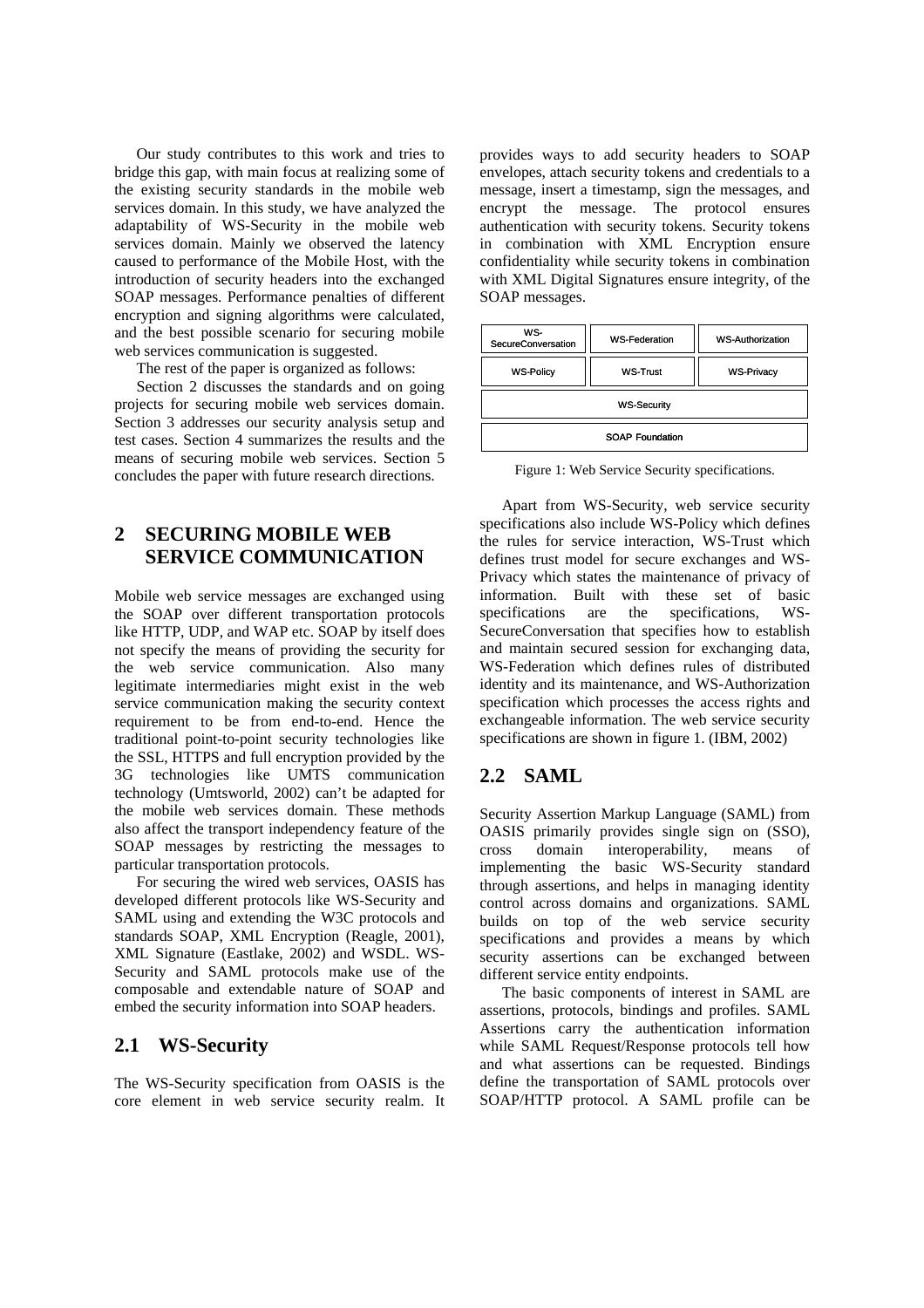Our study contributes to this work and tries to bridge this gap, with main focus at realizing some of the existing security standards in the mobile web services domain. In this study, we have analyzed the adaptability of WS-Security in the mobile web services domain. Mainly we observed the latency caused to performance of the Mobile Host, with the introduction of security headers into the exchanged SOAP messages. Performance penalties of different encryption and signing algorithms were calculated, and the best possible scenario for securing mobile web services communication is suggested.

The rest of the paper is organized as follows:

Section 2 discusses the standards and on going projects for securing mobile web services domain. Section 3 addresses our security analysis setup and test cases. Section 4 summarizes the results and the means of securing mobile web services. Section 5 concludes the paper with future research directions.

# 2 SECURING MOBILE WEB SERVICE COMMUNICATION

Mobile web service messages are exchanged using the SOAP over different transportation protocols like HTTP, UDP, and WAP etc. SOAP by itself does not specify the means of providing the security for the web service communication. Also many legitimate intermediaries might exist in the web service communication making the security context requirement to be from end-to-end. Hence the traditional point-to-point security technologies like the SSL, HTTPS and full encryption provided by the 3G technologies like UMTS communication technology (Umtsworld, 2002) can't be adapted for the mobile web services domain. These methods also affect the transport independency feature of the SOAP messages by restricting the messages to particular transportation protocols.

For securing the wired web services, OASIS has developed different protocols like WS-Security and SAML using and extending the W3C protocols and standards SOAP, XML Encryption (Reagle, 2001), XML Signature (Eastlake, 2002) and WSDL. WS-Security and SAML protocols make use of the composable and extendable nature of SOAP and embed the security information into SOAP headers.

## 2.1 WS-Security

The WS-Security specification from OASIS is the core element in web service security realm. It provides ways to add security headers to SOAP envelopes, attach security tokens and credentials to a message, insert a timestamp, sign the messages, and encrypt the message. The protocol ensures authentication with security tokens. Security tokens in combination with XML Encryption ensure confidentiality while security tokens in combination with XML Digital Signatures ensure integrity, of the SOAP messages.

| WS-SecureConversation | WS-Federation | WS-Authorization |
|---|---|---|
| WS-Policy | WS-Trust | WS-Privacy |
| WS-Security | | |
| SOAP Foundation | | |

Figure 1: Web Service Security specifications.

Apart from WS-Security, web service security specifications also include WS-Policy which defines the rules for service interaction, WS-Trust which defines trust model for secure exchanges and WS-Privacy which states the maintenance of privacy of information. Built with these set of basic specifications are the specifications, WS-SecureConversation that specifies how to establish and maintain secured session for exchanging data, WS-Federation which defines rules of distributed identity and its maintenance, and WS-Authorization specification which processes the access rights and exchangeable information. The web service security specifications are shown in figure 1. (IBM, 2002)

## 2.2 SAML

Security Assertion Markup Language (SAML) from OASIS primarily provides single sign on (SSO), cross domain interoperability, means of implementing the basic WS-Security standard through assertions, and helps in managing identity control across domains and organizations. SAML builds on top of the web service security specifications and provides a means by which security assertions can be exchanged between different service entity endpoints.

The basic components of interest in SAML are assertions, protocols, bindings and profiles. SAML Assertions carry the authentication information while SAML Request/Response protocols tell how and what assertions can be requested. Bindings define the transportation of SAML protocols over SOAP/HTTP protocol. A SAML profile can be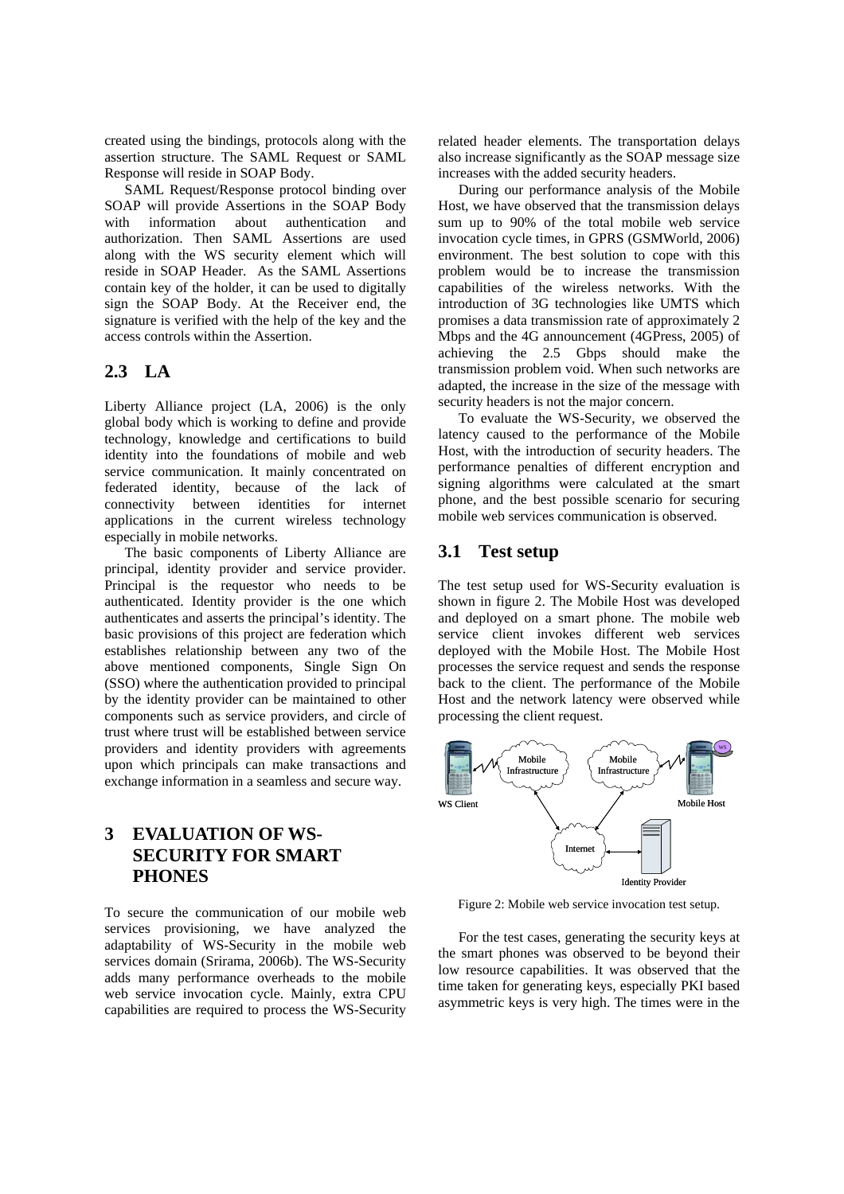created using the bindings, protocols along with the assertion structure. The SAML Request or SAML Response will reside in SOAP Body.

SAML Request/Response protocol binding over SOAP will provide Assertions in the SOAP Body with information about authentication and authorization. Then SAML Assertions are used along with the WS security element which will reside in SOAP Header. As the SAML Assertions contain key of the holder, it can be used to digitally sign the SOAP Body. At the Receiver end, the signature is verified with the help of the key and the access controls within the Assertion.

## 2.3 LA

Liberty Alliance project (LA, 2006) is the only global body which is working to define and provide technology, knowledge and certifications to build identity into the foundations of mobile and web service communication. It mainly concentrated on federated identity, because of the lack of connectivity between identities for internet applications in the current wireless technology especially in mobile networks.

The basic components of Liberty Alliance are principal, identity provider and service provider. Principal is the requestor who needs to be authenticated. Identity provider is the one which authenticates and asserts the principal's identity. The basic provisions of this project are federation which establishes relationship between any two of the above mentioned components, Single Sign On (SSO) where the authentication provided to principal by the identity provider can be maintained to other components such as service providers, and circle of trust where trust will be established between service providers and identity providers with agreements upon which principals can make transactions and exchange information in a seamless and secure way.

# 3 EVALUATION OF WS-SECURITY FOR SMART PHONES

To secure the communication of our mobile web services provisioning, we have analyzed the adaptability of WS-Security in the mobile web services domain (Srirama, 2006b). The WS-Security adds many performance overheads to the mobile web service invocation cycle. Mainly, extra CPU capabilities are required to process the WS-Security related header elements. The transportation delays also increase significantly as the SOAP message size increases with the added security headers.

During our performance analysis of the Mobile Host, we have observed that the transmission delays sum up to 90% of the total mobile web service invocation cycle times, in GPRS (GSMWorld, 2006) environment. The best solution to cope with this problem would be to increase the transmission capabilities of the wireless networks. With the introduction of 3G technologies like UMTS which promises a data transmission rate of approximately 2 Mbps and the 4G announcement (4GPress, 2005) of achieving the 2.5 Gbps should make the transmission problem void. When such networks are adapted, the increase in the size of the message with security headers is not the major concern.

To evaluate the WS-Security, we observed the latency caused to the performance of the Mobile Host, with the introduction of security headers. The performance penalties of different encryption and signing algorithms were calculated at the smart phone, and the best possible scenario for securing mobile web services communication is observed.

## 3.1 Test setup

The test setup used for WS-Security evaluation is shown in figure 2. The Mobile Host was developed and deployed on a smart phone. The mobile web service client invokes different web services deployed with the Mobile Host. The Mobile Host processes the service request and sends the response back to the client. The performance of the Mobile Host and the network latency were observed while processing the client request.

Figure 2: Mobile web service invocation test setup.

For the test cases, generating the security keys at the smart phones was observed to be beyond their low resource capabilities. It was observed that the time taken for generating keys, especially PKI based asymmetric keys is very high. The times were in the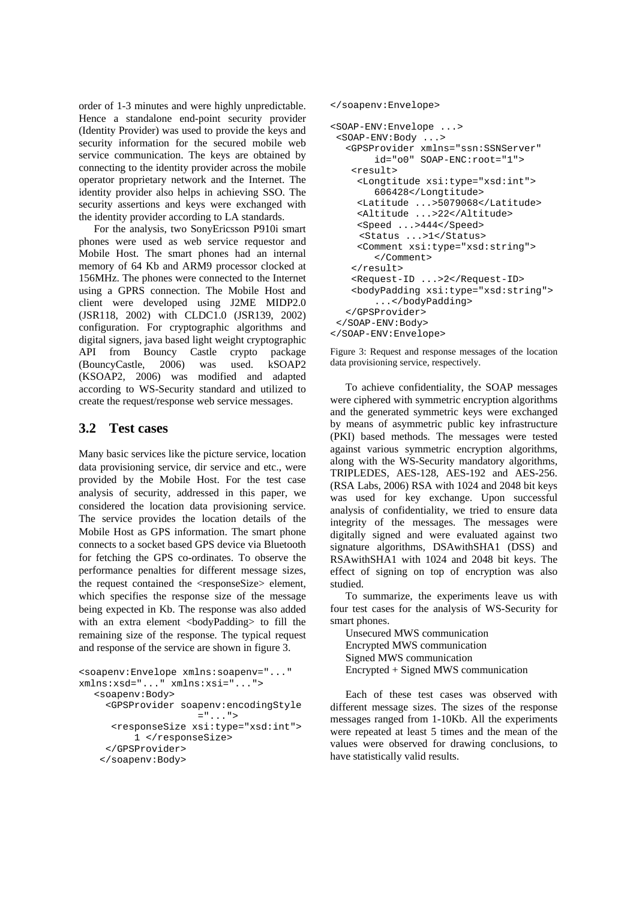order of 1-3 minutes and were highly unpredictable. Hence a standalone end-point security provider (Identity Provider) was used to provide the keys and security information for the secured mobile web service communication. The keys are obtained by connecting to the identity provider across the mobile operator proprietary network and the Internet. The identity provider also helps in achieving SSO. The security assertions and keys were exchanged with the identity provider according to LA standards.

For the analysis, two SonyEricsson P910i smart phones were used as web service requestor and Mobile Host. The smart phones had an internal memory of 64 Kb and ARM9 processor clocked at 156MHz. The phones were connected to the Internet using a GPRS connection. The Mobile Host and client were developed using J2ME MIDP2.0 (JSR118, 2002) with CLDC1.0 (JSR139, 2002) configuration. For cryptographic algorithms and digital signers, java based light weight cryptographic API from Bouncy Castle crypto package (BouncyCastle, 2006) was used. kSOAP2 (KSOAP2, 2006) was modified and adapted according to WS-Security standard and utilized to create the request/response web service messages.

## 3.2 Test cases

Many basic services like the picture service, location data provisioning service, dir service and etc., were provided by the Mobile Host. For the test case analysis of security, addressed in this paper, we considered the location data provisioning service. The service provides the location details of the Mobile Host as GPS information. The smart phone connects to a socket based GPS device via Bluetooth for fetching the GPS co-ordinates. To observe the performance penalties for different message sizes, the request contained the <responseSize> element, which specifies the response size of the message being expected in Kb. The response was also added with an extra element <bodyPadding> to fill the remaining size of the response. The typical request and response of the service are shown in figure 3.

```
<soapenv:Envelope xmlns:soapenv="..."
xmlns:xsd="..." xmlns:xsi="...">
   <soapenv:Body>
     <GPSProvider soapenv:encodingStyle
                   ="...">
      <responseSize xsi:type="xsd:int">
          1 </responseSize>
     </GPSProvider>
    </soapenv:Body>
</soapenv:Envelope>

<SOAP-ENV:Envelope ...>
 <SOAP-ENV:Body ...>
   <GPSProvider xmlns="ssn:SSNServer"
        id="o0" SOAP-ENC:root="1">
    <result>
     <Longtitude xsi:type="xsd:int">
        606428</Longtitude>
     <Latitude ...>5079068</Latitude>
     <Altitude ...>22</Altitude>
     <Speed ...>444</Speed>
      <Status ...>1</Status>
     <Comment xsi:type="xsd:string">
        </Comment>
    </result>
    <Request-ID ...>2</Request-ID>
    <bodyPadding xsi:type="xsd:string">
        ...</bodyPadding>
   </GPSProvider>
 </SOAP-ENV:Body>
</SOAP-ENV:Envelope>
```

Figure 3: Request and response messages of the location data provisioning service, respectively.

To achieve confidentiality, the SOAP messages were ciphered with symmetric encryption algorithms and the generated symmetric keys were exchanged by means of asymmetric public key infrastructure (PKI) based methods. The messages were tested against various symmetric encryption algorithms, along with the WS-Security mandatory algorithms, TRIPLEDES, AES-128, AES-192 and AES-256. (RSA Labs, 2006) RSA with 1024 and 2048 bit keys was used for key exchange. Upon successful analysis of confidentiality, we tried to ensure data integrity of the messages. The messages were digitally signed and were evaluated against two signature algorithms, DSAwithSHA1 (DSS) and RSAwithSHA1 with 1024 and 2048 bit keys. The effect of signing on top of encryption was also studied.

To summarize, the experiments leave us with four test cases for the analysis of WS-Security for smart phones.

- Unsecured MWS communication
- Encrypted MWS communication
- Signed MWS communication
- Encrypted + Signed MWS communication

Each of these test cases was observed with different message sizes. The sizes of the response messages ranged from 1-10Kb. All the experiments were repeated at least 5 times and the mean of the values were observed for drawing conclusions, to have statistically valid results.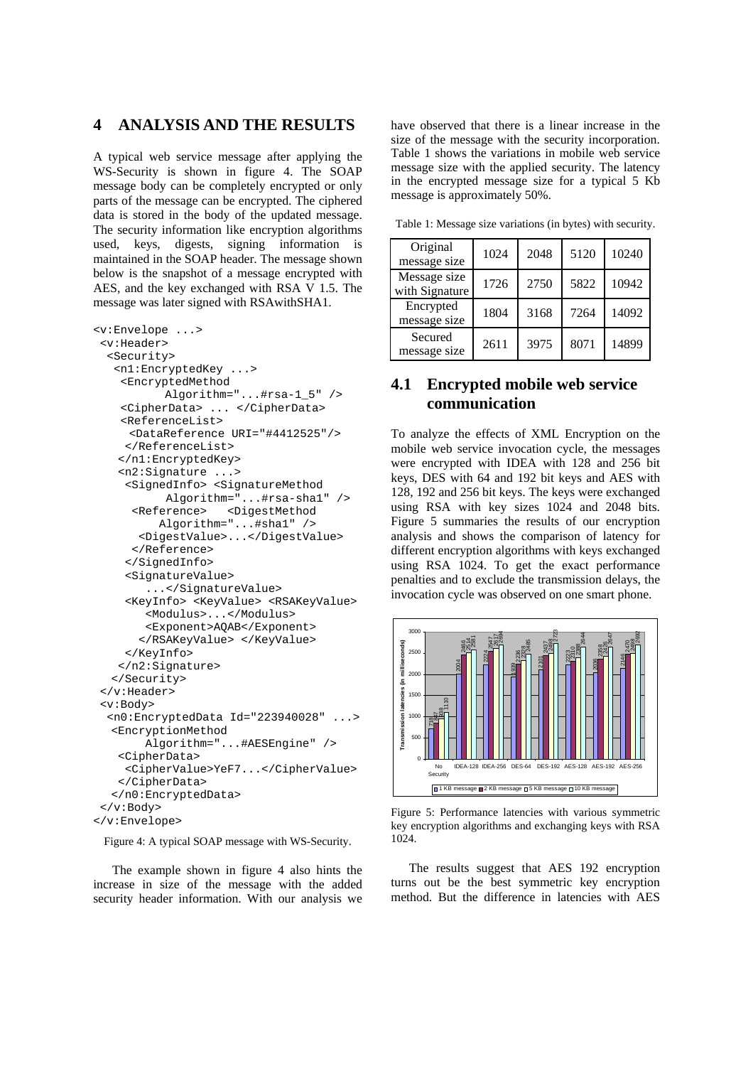## 4 ANALYSIS AND THE RESULTS

A typical web service message after applying the WS-Security is shown in figure 4. The SOAP message body can be completely encrypted or only parts of the message can be encrypted. The ciphered data is stored in the body of the updated message. The security information like encryption algorithms used, keys, digests, signing information is maintained in the SOAP header. The message shown below is the snapshot of a message encrypted with AES, and the key exchanged with RSA V 1.5. The message was later signed with RSAwithSHA1.

```
<v:Envelope ...>
 <v:Header>
  <Security>
   <n1:EncryptedKey ...>
    <EncryptedMethod
          Algorithm="...#rsa-1_5" />
    <CipherData> ... </CipherData>
    <ReferenceList>
     <DataReference URI="#4412525"/>
    </ReferenceList>
   </n1:EncryptedKey>
   <n2:Signature ...>
    <SignedInfo> <SignatureMethod
          Algorithm="...#rsa-sha1" />
     <Reference>   <DigestMethod
         Algorithm="...#sha1" />
      <DigestValue>...</DigestValue>
     </Reference>
    </SignedInfo>
    <SignatureValue>
       ...</SignatureValue>
    <KeyInfo> <KeyValue> <RSAKeyValue>
       <Modulus>...</Modulus>
       <Exponent>AQAB</Exponent>
      </RSAKeyValue> </KeyValue>
    </KeyInfo>
   </n2:Signature>
  </Security>
 </v:Header>
 <v:Body>
  <n0:EncryptedData Id="223940028" ...>
   <EncryptionMethod
        Algorithm="...#AESEngine" />
   <CipherData>
    <CipherValue>YeF7...</CipherValue>
   </CipherData>
  </n0:EncryptedData>
 </v:Body>
</v:Envelope>
```

Figure 4: A typical SOAP message with WS-Security.

The example shown in figure 4 also hints the increase in size of the message with the added security header information. With our analysis we have observed that there is a linear increase in the size of the message with the security incorporation. Table 1 shows the variations in mobile web service message size with the applied security. The latency in the encrypted message size for a typical 5 Kb message is approximately 50%.

Table 1: Message size variations (in bytes) with security.

| Original message size | 1024 | 2048 | 5120 | 10240 |
|---|---|---|---|---|
| Message size with Signature | 1726 | 2750 | 5822 | 10942 |
| Encrypted message size | 1804 | 3168 | 7264 | 14092 |
| Secured message size | 2611 | 3975 | 8071 | 14899 |

### 4.1 Encrypted mobile web service communication

To analyze the effects of XML Encryption on the mobile web service invocation cycle, the messages were encrypted with IDEA with 128 and 256 bit keys, DES with 64 and 192 bit keys and AES with 128, 192 and 256 bit keys. The keys were exchanged using RSA with key sizes 1024 and 2048 bits. Figure 5 summaries the results of our encryption analysis and shows the comparison of latency for different encryption algorithms with keys exchanged using RSA 1024. To get the exact performance penalties and to exclude the transmission delays, the invocation cycle was observed on one smart phone.

Figure 5: Performance latencies with various symmetric key encryption algorithms and exchanging keys with RSA 1024.

The results suggest that AES 192 encryption turns out be the best symmetric key encryption method. But the difference in latencies with AES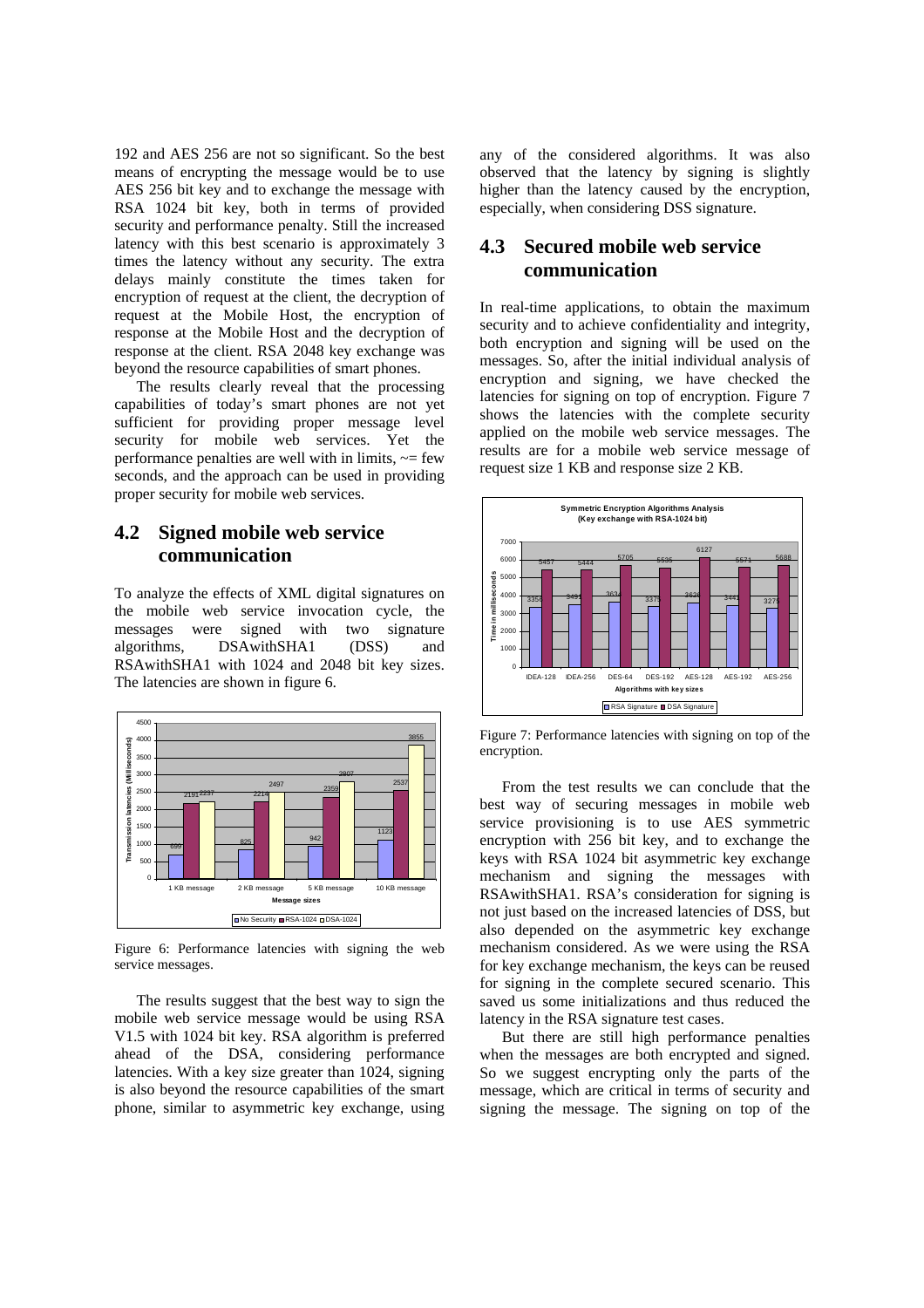192 and AES 256 are not so significant. So the best means of encrypting the message would be to use AES 256 bit key and to exchange the message with RSA 1024 bit key, both in terms of provided security and performance penalty. Still the increased latency with this best scenario is approximately 3 times the latency without any security. The extra delays mainly constitute the times taken for encryption of request at the client, the decryption of request at the Mobile Host, the encryption of response at the Mobile Host and the decryption of response at the client. RSA 2048 key exchange was beyond the resource capabilities of smart phones.

The results clearly reveal that the processing capabilities of today's smart phones are not yet sufficient for providing proper message level security for mobile web services. Yet the performance penalties are well with in limits, ~= few seconds, and the approach can be used in providing proper security for mobile web services.

## 4.2 Signed mobile web service communication

To analyze the effects of XML digital signatures on the mobile web service invocation cycle, the messages were signed with two signature algorithms, DSAwithSHA1 (DSS) and RSAwithSHA1 with 1024 and 2048 bit key sizes. The latencies are shown in figure 6.

Figure 6: Performance latencies with signing the web service messages.

The results suggest that the best way to sign the mobile web service message would be using RSA V1.5 with 1024 bit key. RSA algorithm is preferred ahead of the DSA, considering performance latencies. With a key size greater than 1024, signing is also beyond the resource capabilities of the smart phone, similar to asymmetric key exchange, using any of the considered algorithms. It was also observed that the latency by signing is slightly higher than the latency caused by the encryption, especially, when considering DSS signature.

## 4.3 Secured mobile web service communication

In real-time applications, to obtain the maximum security and to achieve confidentiality and integrity, both encryption and signing will be used on the messages. So, after the initial individual analysis of encryption and signing, we have checked the latencies for signing on top of encryption. Figure 7 shows the latencies with the complete security applied on the mobile web service messages. The results are for a mobile web service message of request size 1 KB and response size 2 KB.

Figure 7: Performance latencies with signing on top of the encryption.

From the test results we can conclude that the best way of securing messages in mobile web service provisioning is to use AES symmetric encryption with 256 bit key, and to exchange the keys with RSA 1024 bit asymmetric key exchange mechanism and signing the messages with RSAwithSHA1. RSA's consideration for signing is not just based on the increased latencies of DSS, but also depended on the asymmetric key exchange mechanism considered. As we were using the RSA for key exchange mechanism, the keys can be reused for signing in the complete secured scenario. This saved us some initializations and thus reduced the latency in the RSA signature test cases.

But there are still high performance penalties when the messages are both encrypted and signed. So we suggest encrypting only the parts of the message, which are critical in terms of security and signing the message. The signing on top of the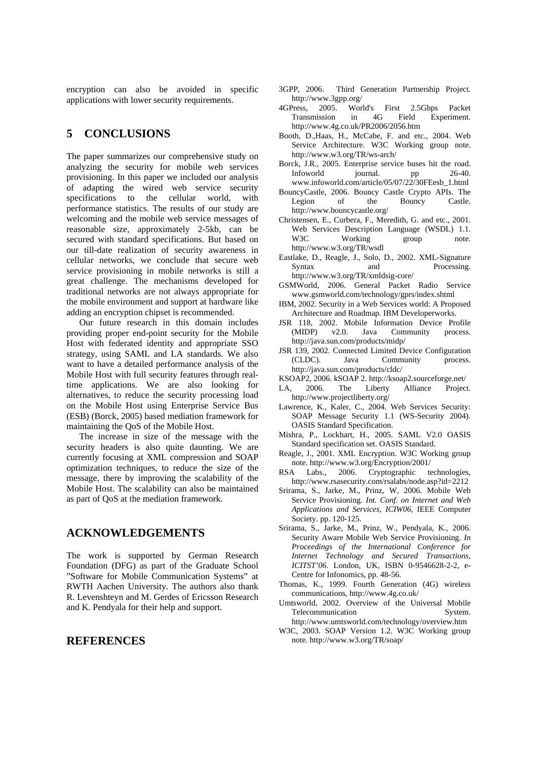encryption can also be avoided in specific applications with lower security requirements.

## 5 CONCLUSIONS

The paper summarizes our comprehensive study on analyzing the security for mobile web services provisioning. In this paper we included our analysis of adapting the wired web service security specifications to the cellular world, with performance statistics. The results of our study are welcoming and the mobile web service messages of reasonable size, approximately 2-5kb, can be secured with standard specifications. But based on our till-date realization of security awareness in cellular networks, we conclude that secure web service provisioning in mobile networks is still a great challenge. The mechanisms developed for traditional networks are not always appropriate for the mobile environment and support at hardware like adding an encryption chipset is recommended.

Our future research in this domain includes providing proper end-point security for the Mobile Host with federated identity and appropriate SSO strategy, using SAML and LA standards. We also want to have a detailed performance analysis of the Mobile Host with full security features through real-time applications. We are also looking for alternatives, to reduce the security processing load on the Mobile Host using Enterprise Service Bus (ESB) (Borck, 2005) based mediation framework for maintaining the QoS of the Mobile Host.

The increase in size of the message with the security headers is also quite daunting. We are currently focusing at XML compression and SOAP optimization techniques, to reduce the size of the message, there by improving the scalability of the Mobile Host. The scalability can also be maintained as part of QoS at the mediation framework.

## ACKNOWLEDGEMENTS

The work is supported by German Research Foundation (DFG) as part of the Graduate School "Software for Mobile Communication Systems" at RWTH Aachen University. The authors also thank R. Levenshteyn and M. Gerdes of Ericsson Research and K. Pendyala for their help and support.

## REFERENCES

3GPP, 2006. Third Generation Partnership Project. http://www.3gpp.org/

4GPress, 2005. World's First 2.5Gbps Packet Transmission in 4G Field Experiment. http://www.4g.co.uk/PR2006/2056.htm

Booth, D.,Haas, H., McCabe, F. and etc., 2004. Web Service Architecture. W3C Working group note. http://www.w3.org/TR/ws-arch/

Borck, J.R., 2005. Enterprise service buses hit the road. Infoworld journal. pp 26-40. www.infoworld.com/article/05/07/22/30FEesb_1.html

BouncyCastle, 2006. Bouncy Castle Crypto APIs. The Legion of the Bouncy Castle. http://www.bouncycastle.org/

Christensen, E., Curbera, F., Meredith, G. and etc., 2001. Web Services Description Language (WSDL) 1.1. W3C Working group note. http://www.w3.org/TR/wsdl

Eastlake, D., Reagle, J., Solo, D., 2002. XML-Signature Syntax and Processing. http://www.w3.org/TR/xmldsig-core/

GSMWorld, 2006. General Packet Radio Service www.gsmworld.com/technology/gprs/index.shtml

IBM, 2002. Security in a Web Services world: A Proposed Architecture and Roadmap. IBM Developerworks.

JSR 118, 2002. Mobile Information Device Profile (MIDP) v2.0. Java Community process. http://java.sun.com/products/midp/

JSR 139, 2002. Connected Limited Device Configuration (CLDC). Java Community process. http://java.sun.com/products/cldc/

KSOAP2, 2006. kSOAP 2. http://ksoap2.sourceforge.net/

LA, 2006. The Liberty Alliance Project. http://www.projectliberty.org/

Lawrence, K., Kaler, C., 2004. Web Services Security: SOAP Message Security 1.1 (WS-Security 2004). OASIS Standard Specification.

Mishra, P., Lockhart, H., 2005. SAML V2.0 OASIS Standard specification set. OASIS Standard.

Reagle, J., 2001. XML Encryption. W3C Working group note. http://www.w3.org/Encryption/2001/

RSA Labs., 2006. Cryptographic technologies, http://www.rsasecurity.com/rsalabs/node.asp?id=2212

Srirama, S., Jarke, M., Prinz, W, 2006. Mobile Web Service Provisioning. *Int. Conf. on Internet and Web Applications and Services, ICIW06*, IEEE Computer Society. pp. 120-125.

Srirama, S., Jarke, M., Prinz, W., Pendyala, K., 2006. Security Aware Mobile Web Service Provisioning. *In Proceedings of the International Conference for Internet Technology and Secured Transactions, ICITST'06*. London, UK, ISBN 0-9546628-2-2, e-Centre for Infonomics, pp. 48-56.

Thomas, K., 1999. Fourth Generation (4G) wireless communications, http://www.4g.co.uk/

Umtsworld, 2002. Overview of the Universal Mobile Telecommunication System. http://www.umtsworld.com/technology/overview.htm

W3C, 2003. SOAP Version 1.2. W3C Working group note. http://www.w3.org/TR/soap/